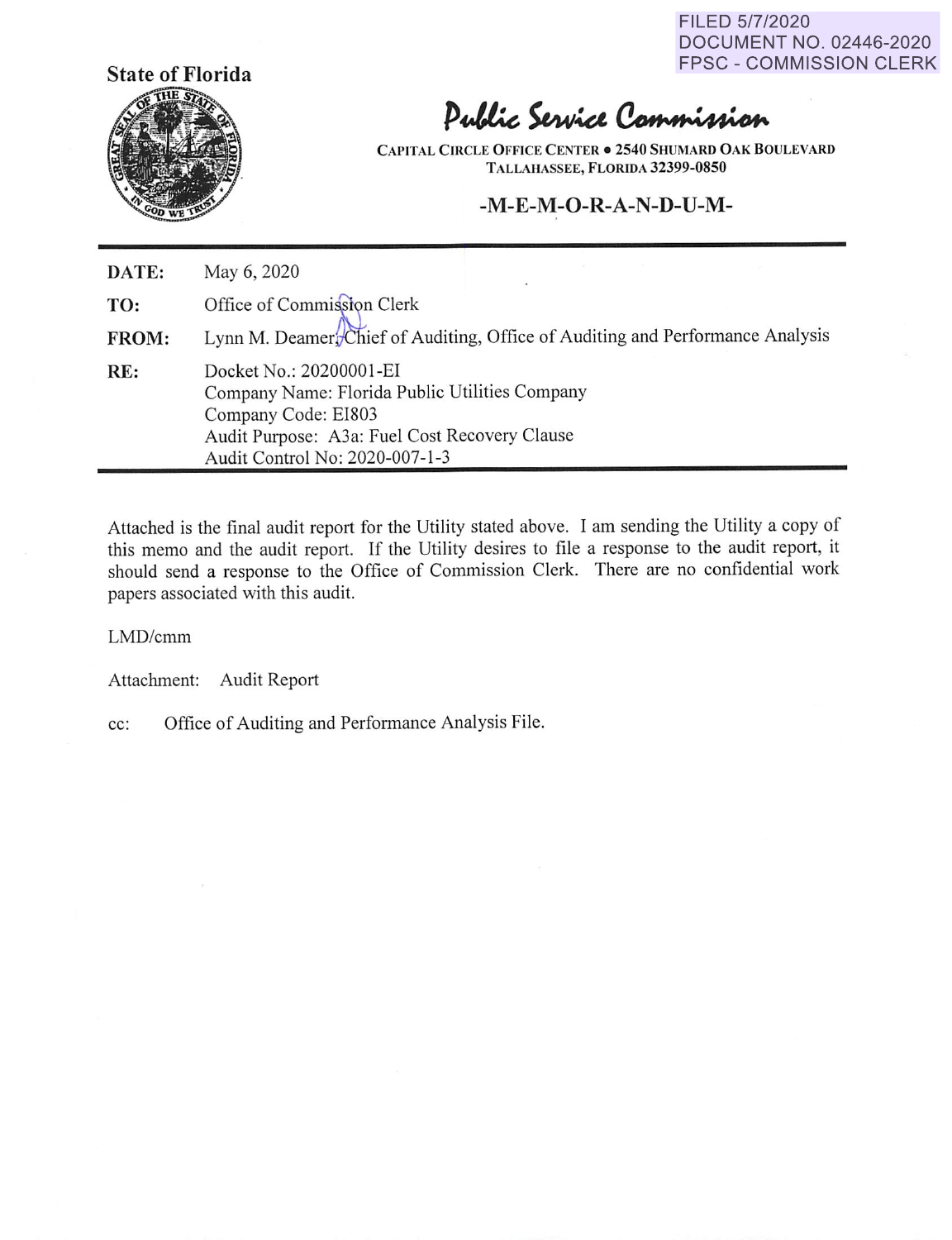FILED 5/7/2020
DOCUMENT NO. 02446-2020
FPSC - COMMISSION CLERK

**State of Florida**

# Public Service Commission

CAPITAL CIRCLE OFFICE CENTER • 2540 SHUMARD OAK BOULEVARD
TALLAHASSEE, FLORIDA 32399-0850

## -M-E-M-O-R-A-N-D-U-M-

| | |
|---|---|
| **DATE:** | May 6, 2020 |
| **TO:** | Office of Commission Clerk |
| **FROM:** | Lynn M. Deamer, Chief of Auditing, Office of Auditing and Performance Analysis |
| **RE:** | Docket No.: 20200001-EI<br>Company Name: Florida Public Utilities Company<br>Company Code: EI803<br>Audit Purpose: A3a: Fuel Cost Recovery Clause<br>Audit Control No: 2020-007-1-3 |

Attached is the final audit report for the Utility stated above. I am sending the Utility a copy of this memo and the audit report. If the Utility desires to file a response to the audit report, it should send a response to the Office of Commission Clerk. There are no confidential work papers associated with this audit.

LMD/cmm

Attachment: Audit Report

cc: Office of Auditing and Performance Analysis File.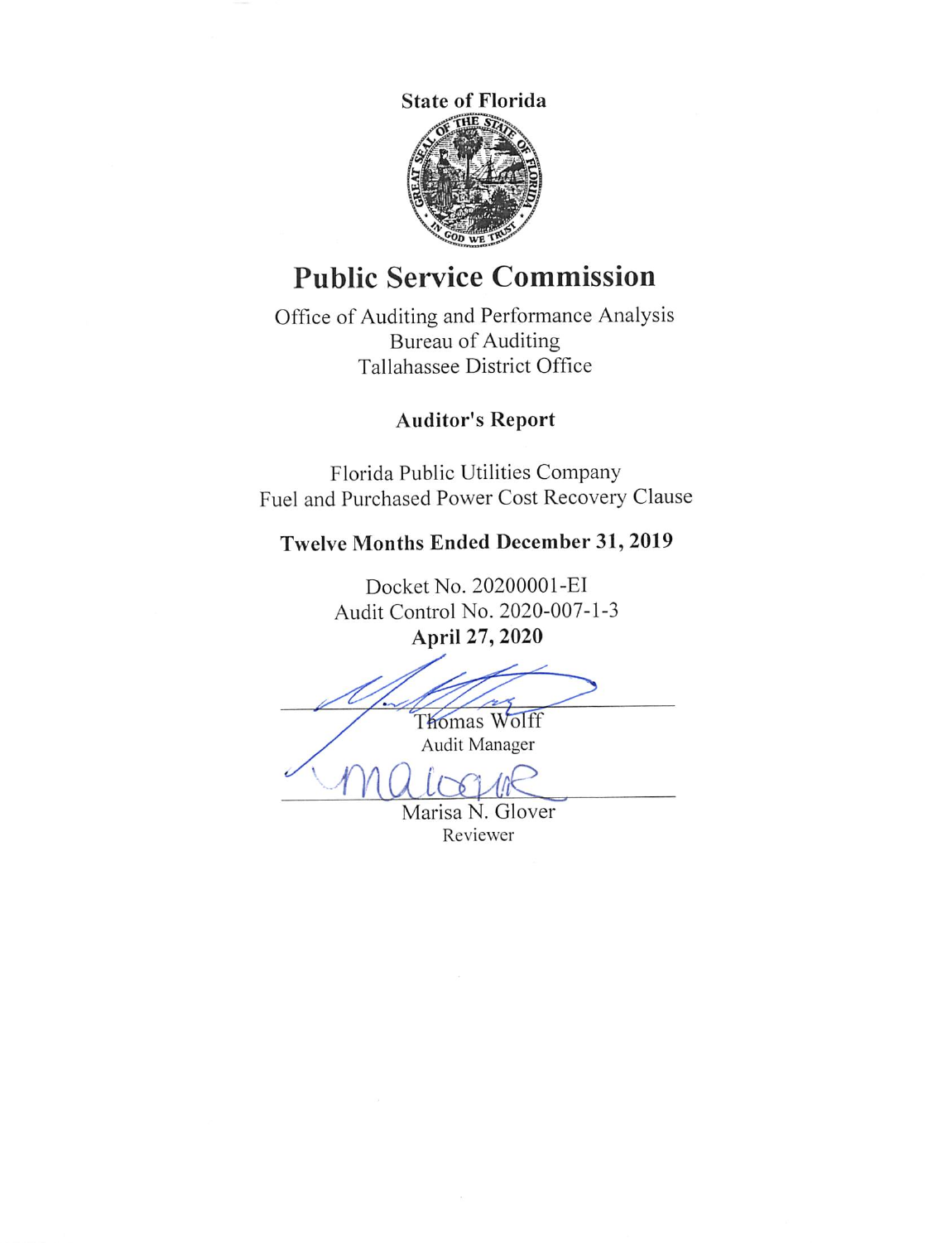**State of Florida**

# Public Service Commission

Office of Auditing and Performance Analysis
Bureau of Auditing
Tallahassee District Office

## Auditor's Report

Florida Public Utilities Company
Fuel and Purchased Power Cost Recovery Clause

### Twelve Months Ended December 31, 2019

Docket No. 20200001-EI
Audit Control No. 2020-007-1-3
**April 27, 2020**

Thomas Wolff
Audit Manager

Marisa N. Glover
Reviewer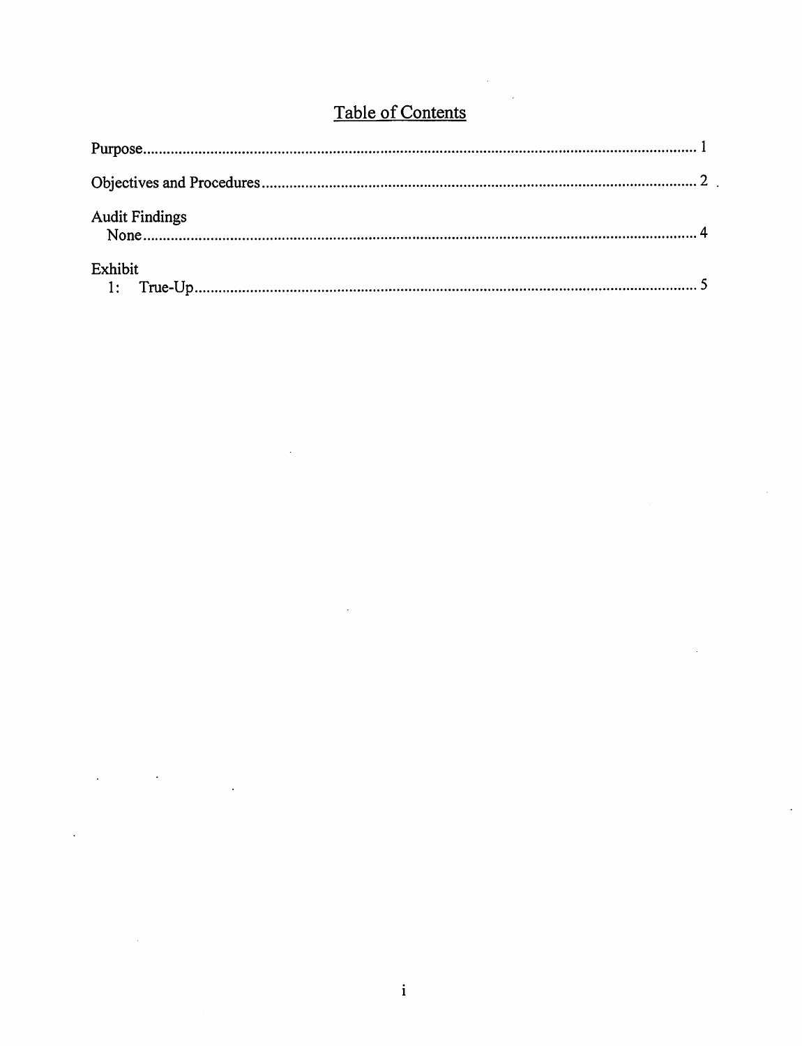# Table of Contents

Purpose.................................................................................................................................... 1

Objectives and Procedures..................................................................................................... 2

Audit Findings
- None.................................................................................................................................. 4

Exhibit
- 1: True-Up.......................................................................................................................... 5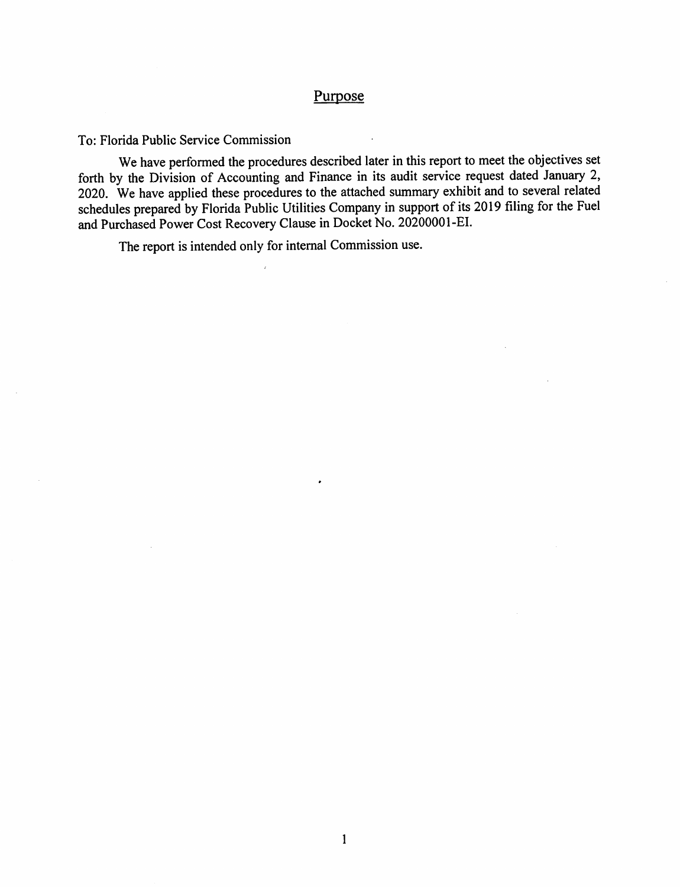# Purpose

To: Florida Public Service Commission

We have performed the procedures described later in this report to meet the objectives set forth by the Division of Accounting and Finance in its audit service request dated January 2, 2020. We have applied these procedures to the attached summary exhibit and to several related schedules prepared by Florida Public Utilities Company in support of its 2019 filing for the Fuel and Purchased Power Cost Recovery Clause in Docket No. 20200001-EI.

The report is intended only for internal Commission use.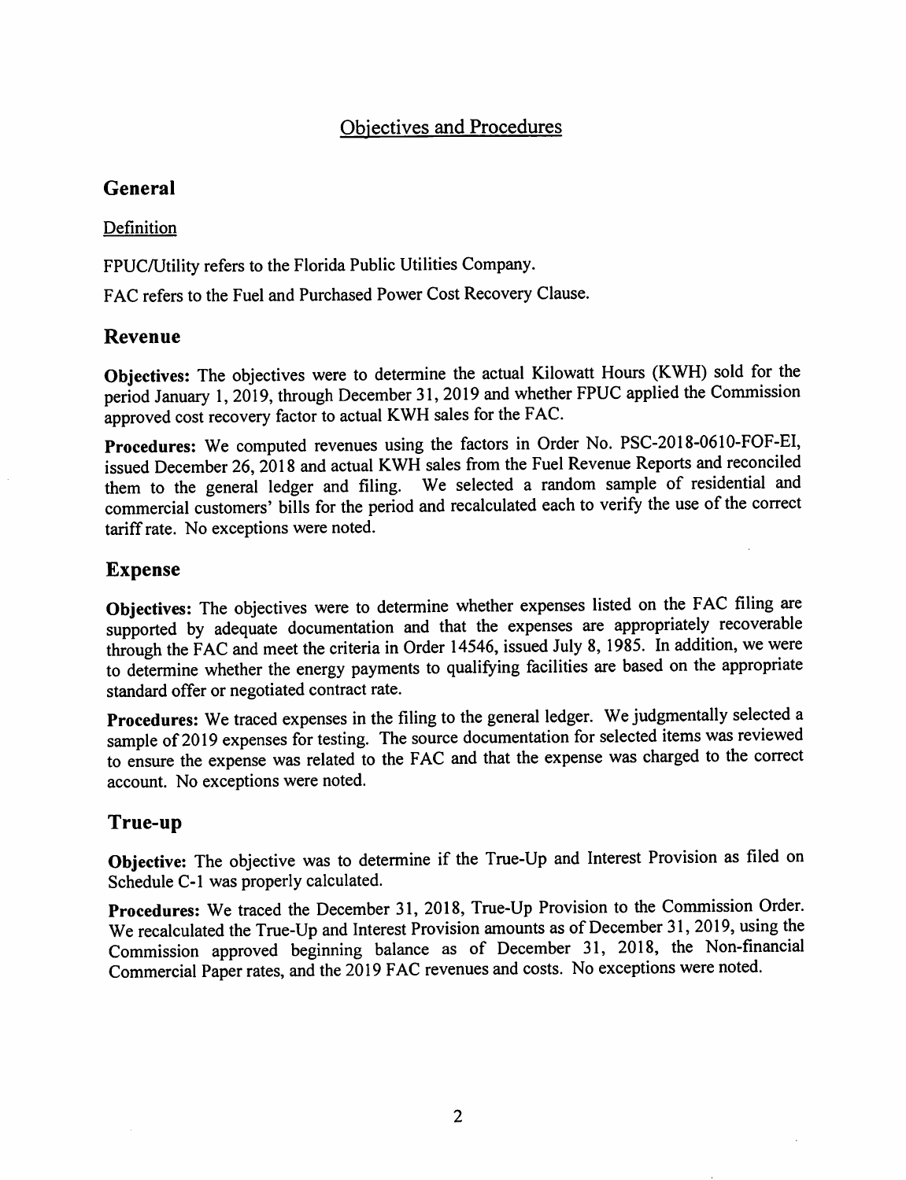# Objectives and Procedures

## General

### Definition

FPUC/Utility refers to the Florida Public Utilities Company.

FAC refers to the Fuel and Purchased Power Cost Recovery Clause.

## Revenue

**Objectives:** The objectives were to determine the actual Kilowatt Hours (KWH) sold for the period January 1, 2019, through December 31, 2019 and whether FPUC applied the Commission approved cost recovery factor to actual KWH sales for the FAC.

**Procedures:** We computed revenues using the factors in Order No. PSC-2018-0610-FOF-EI, issued December 26, 2018 and actual KWH sales from the Fuel Revenue Reports and reconciled them to the general ledger and filing. We selected a random sample of residential and commercial customers' bills for the period and recalculated each to verify the use of the correct tariff rate. No exceptions were noted.

## Expense

**Objectives:** The objectives were to determine whether expenses listed on the FAC filing are supported by adequate documentation and that the expenses are appropriately recoverable through the FAC and meet the criteria in Order 14546, issued July 8, 1985. In addition, we were to determine whether the energy payments to qualifying facilities are based on the appropriate standard offer or negotiated contract rate.

**Procedures:** We traced expenses in the filing to the general ledger. We judgmentally selected a sample of 2019 expenses for testing. The source documentation for selected items was reviewed to ensure the expense was related to the FAC and that the expense was charged to the correct account. No exceptions were noted.

## True-up

**Objective:** The objective was to determine if the True-Up and Interest Provision as filed on Schedule C-1 was properly calculated.

**Procedures:** We traced the December 31, 2018, True-Up Provision to the Commission Order. We recalculated the True-Up and Interest Provision amounts as of December 31, 2019, using the Commission approved beginning balance as of December 31, 2018, the Non-financial Commercial Paper rates, and the 2019 FAC revenues and costs. No exceptions were noted.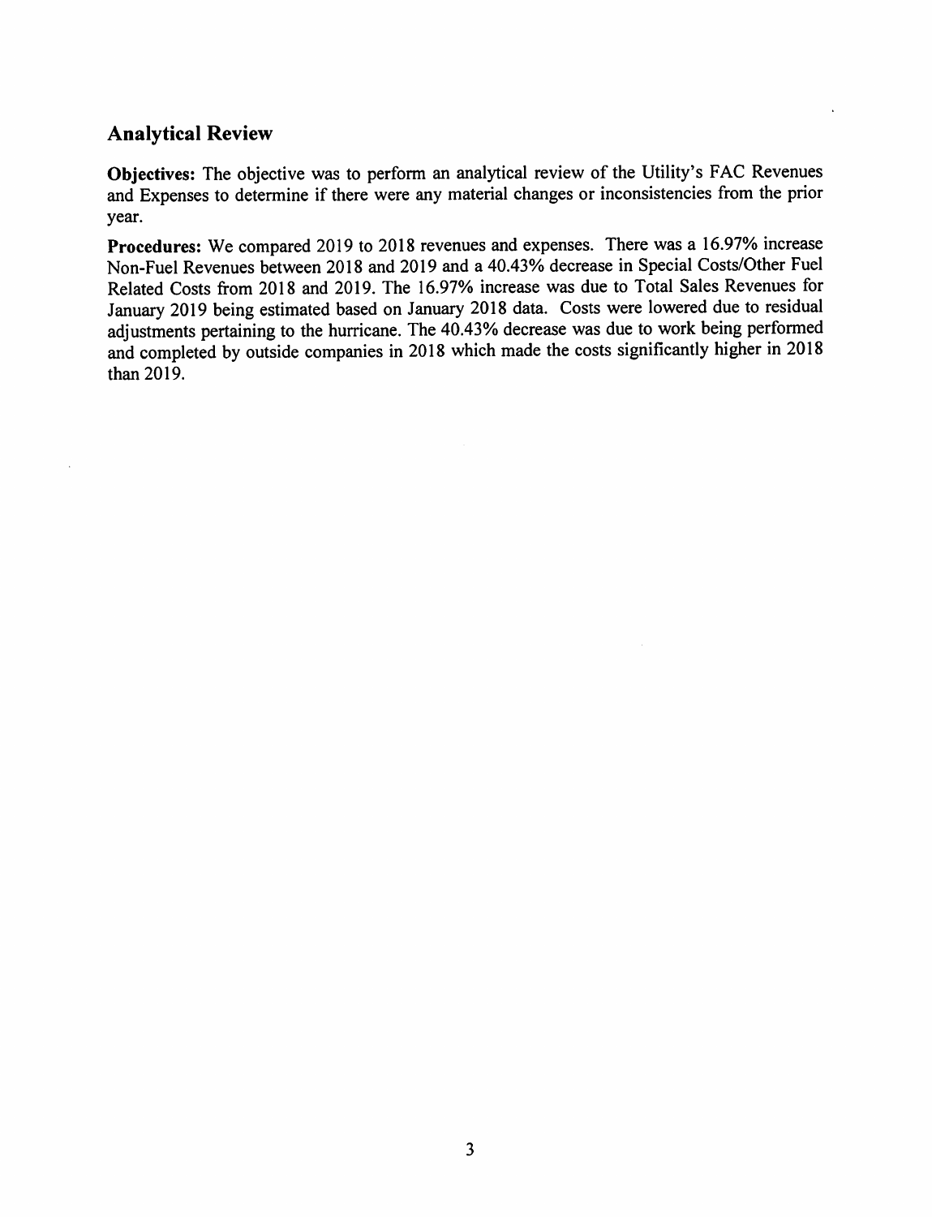## Analytical Review

**Objectives:** The objective was to perform an analytical review of the Utility's FAC Revenues and Expenses to determine if there were any material changes or inconsistencies from the prior year.

**Procedures:** We compared 2019 to 2018 revenues and expenses. There was a 16.97% increase Non-Fuel Revenues between 2018 and 2019 and a 40.43% decrease in Special Costs/Other Fuel Related Costs from 2018 and 2019. The 16.97% increase was due to Total Sales Revenues for January 2019 being estimated based on January 2018 data. Costs were lowered due to residual adjustments pertaining to the hurricane. The 40.43% decrease was due to work being performed and completed by outside companies in 2018 which made the costs significantly higher in 2018 than 2019.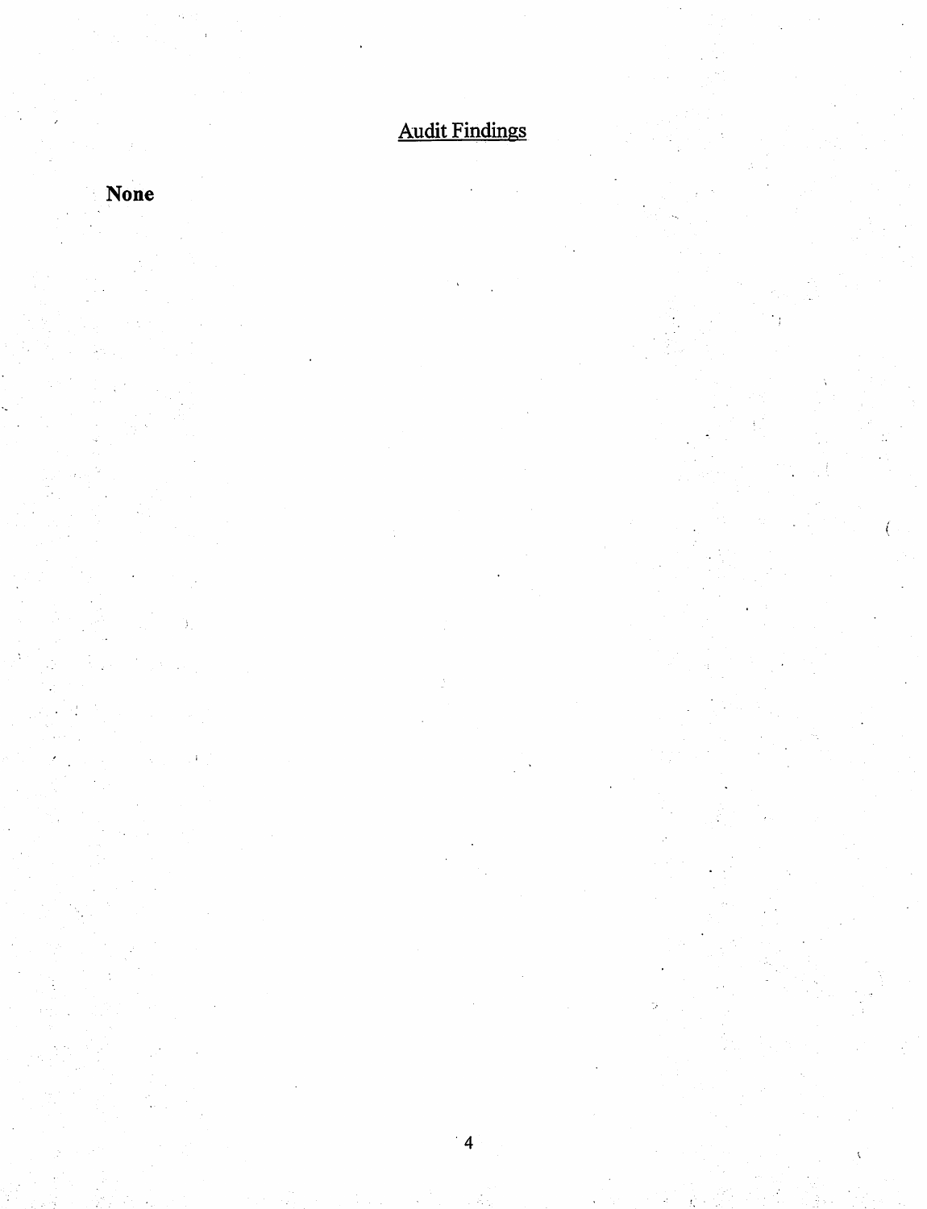## Audit Findings

**None**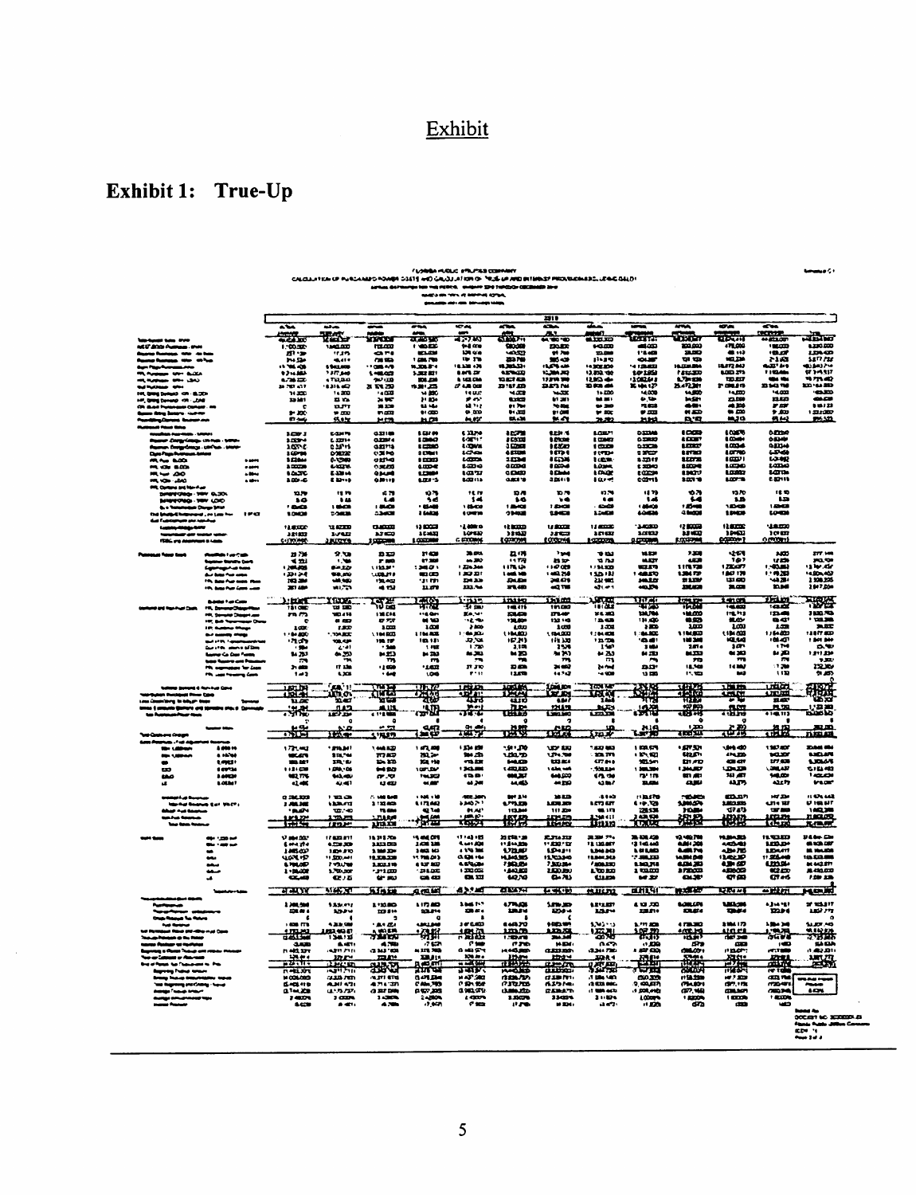# Exhibit

## Exhibit 1: True-Up